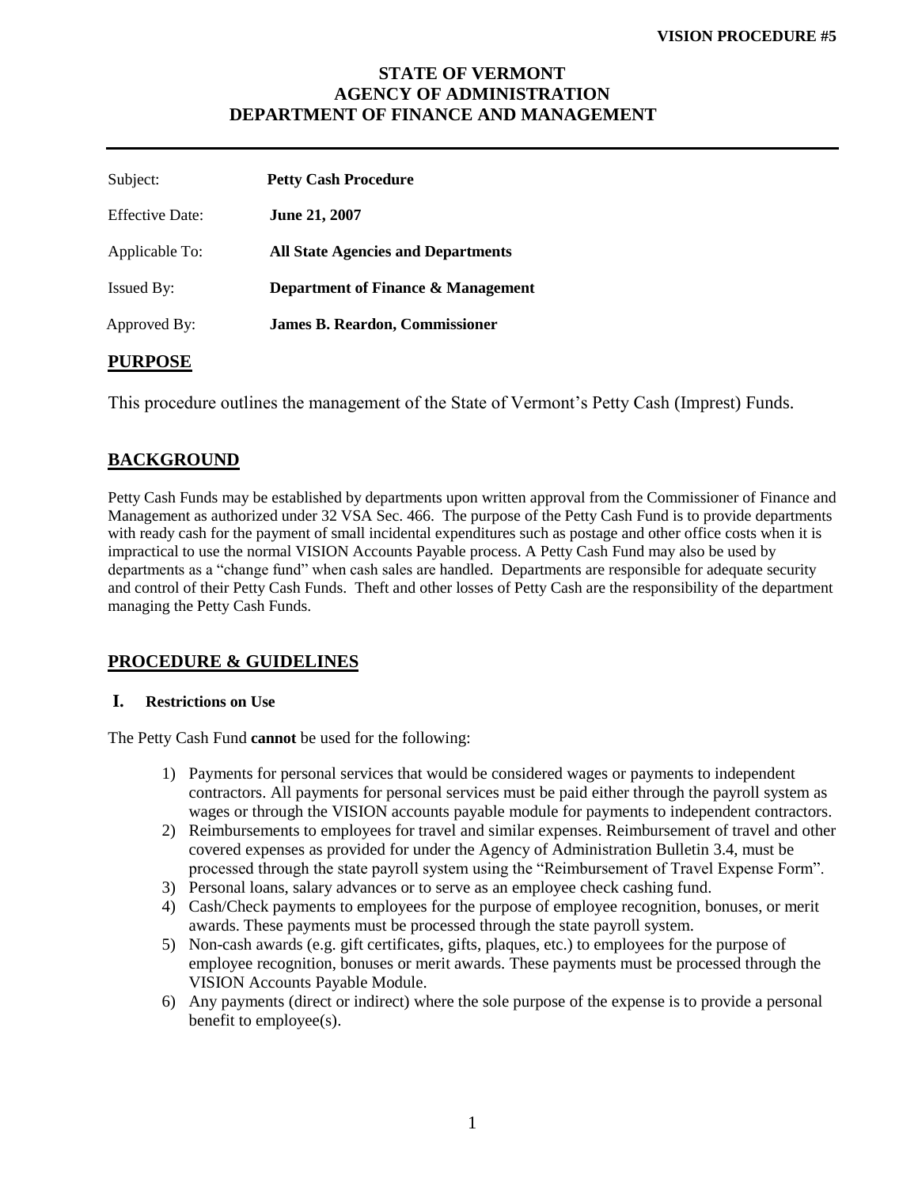**VISION PROCEDURE #5**

# STATE OF VERMONT
# AGENCY OF ADMINISTRATION
# DEPARTMENT OF FINANCE AND MANAGEMENT

---

| | |
|---|---|
| Subject: | **Petty Cash Procedure** |
| Effective Date: | **June 21, 2007** |
| Applicable To: | **All State Agencies and Departments** |
| Issued By: | **Department of Finance & Management** |
| Approved By: | **James B. Reardon, Commissioner** |

## PURPOSE

This procedure outlines the management of the State of Vermont's Petty Cash (Imprest) Funds.

## BACKGROUND

Petty Cash Funds may be established by departments upon written approval from the Commissioner of Finance and Management as authorized under 32 VSA Sec. 466. The purpose of the Petty Cash Fund is to provide departments with ready cash for the payment of small incidental expenditures such as postage and other office costs when it is impractical to use the normal VISION Accounts Payable process. A Petty Cash Fund may also be used by departments as a "change fund" when cash sales are handled. Departments are responsible for adequate security and control of their Petty Cash Funds. Theft and other losses of Petty Cash are the responsibility of the department managing the Petty Cash Funds.

## PROCEDURE & GUIDELINES

### I. Restrictions on Use

The Petty Cash Fund **cannot** be used for the following:

1) Payments for personal services that would be considered wages or payments to independent contractors. All payments for personal services must be paid either through the payroll system as wages or through the VISION accounts payable module for payments to independent contractors.
2) Reimbursements to employees for travel and similar expenses. Reimbursement of travel and other covered expenses as provided for under the Agency of Administration Bulletin 3.4, must be processed through the state payroll system using the "Reimbursement of Travel Expense Form".
3) Personal loans, salary advances or to serve as an employee check cashing fund.
4) Cash/Check payments to employees for the purpose of employee recognition, bonuses, or merit awards. These payments must be processed through the state payroll system.
5) Non-cash awards (e.g. gift certificates, gifts, plaques, etc.) to employees for the purpose of employee recognition, bonuses or merit awards. These payments must be processed through the VISION Accounts Payable Module.
6) Any payments (direct or indirect) where the sole purpose of the expense is to provide a personal benefit to employee(s).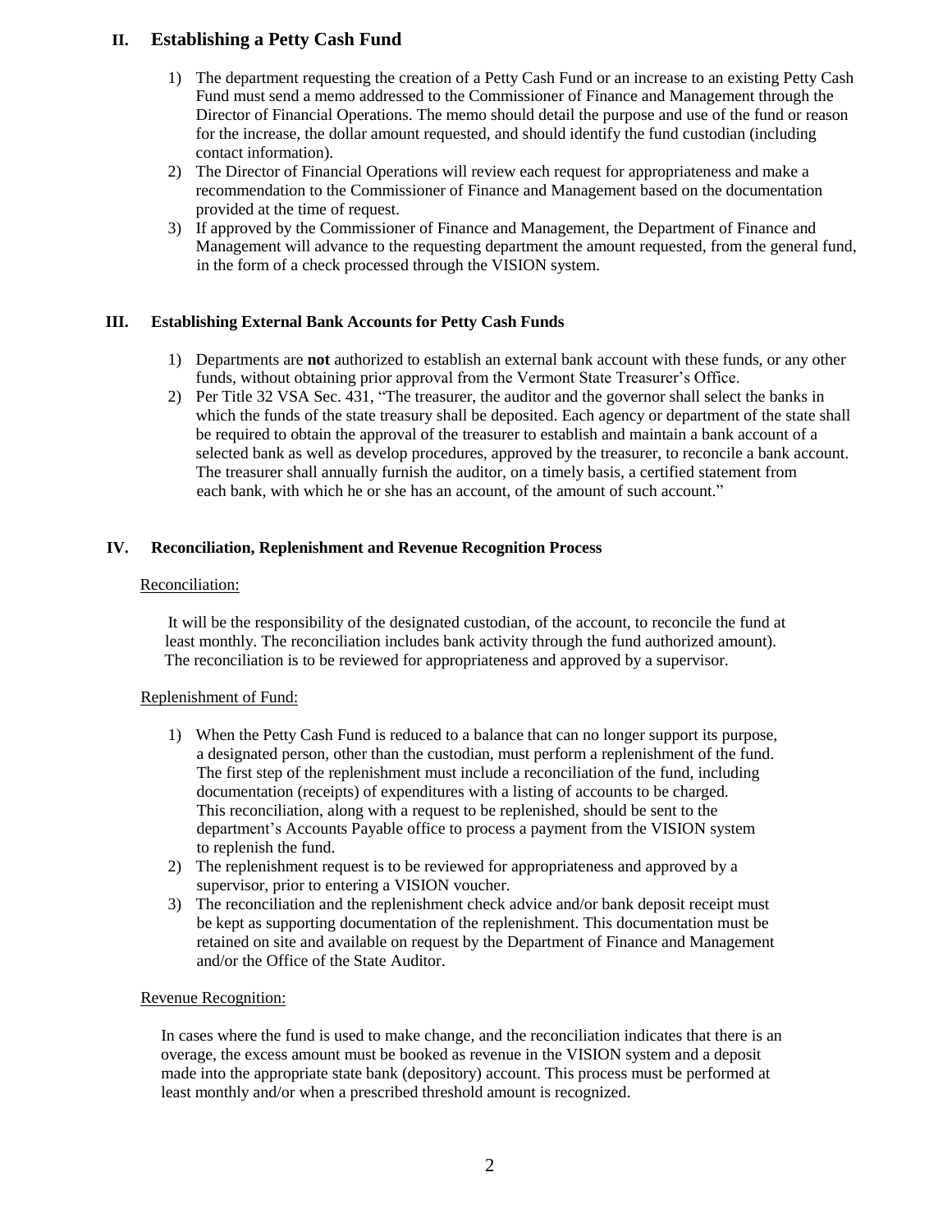## II. Establishing a Petty Cash Fund

1) The department requesting the creation of a Petty Cash Fund or an increase to an existing Petty Cash Fund must send a memo addressed to the Commissioner of Finance and Management through the Director of Financial Operations. The memo should detail the purpose and use of the fund or reason for the increase, the dollar amount requested, and should identify the fund custodian (including contact information).
2) The Director of Financial Operations will review each request for appropriateness and make a recommendation to the Commissioner of Finance and Management based on the documentation provided at the time of request.
3) If approved by the Commissioner of Finance and Management, the Department of Finance and Management will advance to the requesting department the amount requested, from the general fund, in the form of a check processed through the VISION system.

### III. Establishing External Bank Accounts for Petty Cash Funds

1) Departments are **not** authorized to establish an external bank account with these funds, or any other funds, without obtaining prior approval from the Vermont State Treasurer's Office.
2) Per Title 32 VSA Sec. 431, "The treasurer, the auditor and the governor shall select the banks in which the funds of the state treasury shall be deposited. Each agency or department of the state shall be required to obtain the approval of the treasurer to establish and maintain a bank account of a selected bank as well as develop procedures, approved by the treasurer, to reconcile a bank account. The treasurer shall annually furnish the auditor, on a timely basis, a certified statement from each bank, with which he or she has an account, of the amount of such account."

### IV. Reconciliation, Replenishment and Revenue Recognition Process

<u>Reconciliation:</u>

It will be the responsibility of the designated custodian, of the account, to reconcile the fund at least monthly. The reconciliation includes bank activity through the fund authorized amount). The reconciliation is to be reviewed for appropriateness and approved by a supervisor.

<u>Replenishment of Fund:</u>

1) When the Petty Cash Fund is reduced to a balance that can no longer support its purpose, a designated person, other than the custodian, must perform a replenishment of the fund. The first step of the replenishment must include a reconciliation of the fund, including documentation (receipts) of expenditures with a listing of accounts to be charged. This reconciliation, along with a request to be replenished, should be sent to the department's Accounts Payable office to process a payment from the VISION system to replenish the fund.
2) The replenishment request is to be reviewed for appropriateness and approved by a supervisor, prior to entering a VISION voucher.
3) The reconciliation and the replenishment check advice and/or bank deposit receipt must be kept as supporting documentation of the replenishment. This documentation must be retained on site and available on request by the Department of Finance and Management and/or the Office of the State Auditor.

<u>Revenue Recognition:</u>

In cases where the fund is used to make change, and the reconciliation indicates that there is an overage, the excess amount must be booked as revenue in the VISION system and a deposit made into the appropriate state bank (depository) account. This process must be performed at least monthly and/or when a prescribed threshold amount is recognized.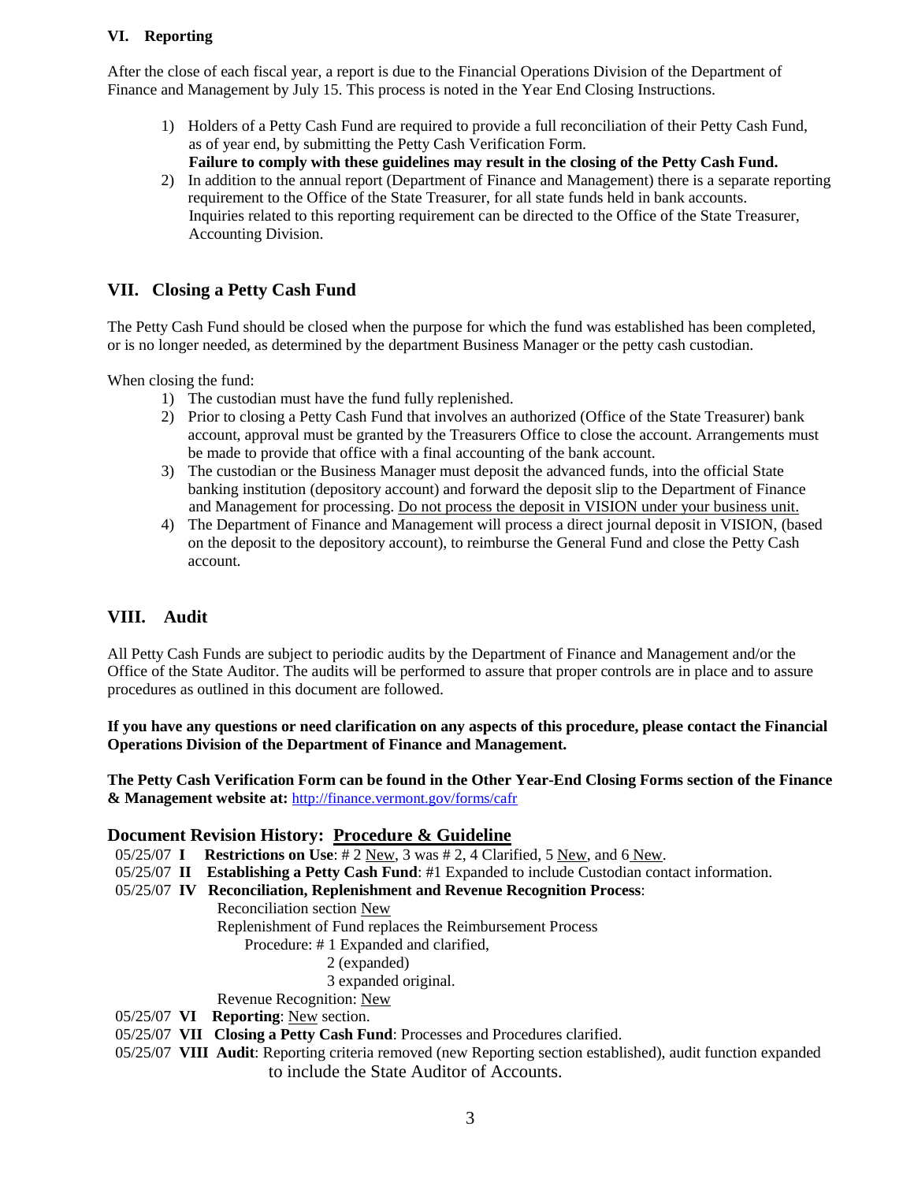## VI. Reporting

After the close of each fiscal year, a report is due to the Financial Operations Division of the Department of Finance and Management by July 15. This process is noted in the Year End Closing Instructions.

1) Holders of a Petty Cash Fund are required to provide a full reconciliation of their Petty Cash Fund, as of year end, by submitting the Petty Cash Verification Form.
   **Failure to comply with these guidelines may result in the closing of the Petty Cash Fund.**
2) In addition to the annual report (Department of Finance and Management) there is a separate reporting requirement to the Office of the State Treasurer, for all state funds held in bank accounts. Inquiries related to this reporting requirement can be directed to the Office of the State Treasurer, Accounting Division.

## VII. Closing a Petty Cash Fund

The Petty Cash Fund should be closed when the purpose for which the fund was established has been completed, or is no longer needed, as determined by the department Business Manager or the petty cash custodian.

When closing the fund:

1) The custodian must have the fund fully replenished.
2) Prior to closing a Petty Cash Fund that involves an authorized (Office of the State Treasurer) bank account, approval must be granted by the Treasurers Office to close the account. Arrangements must be made to provide that office with a final accounting of the bank account.
3) The custodian or the Business Manager must deposit the advanced funds, into the official State banking institution (depository account) and forward the deposit slip to the Department of Finance and Management for processing. <u>Do not process the deposit in VISION under your business unit.</u>
4) The Department of Finance and Management will process a direct journal deposit in VISION, (based on the deposit to the depository account), to reimburse the General Fund and close the Petty Cash account.

## VIII. Audit

All Petty Cash Funds are subject to periodic audits by the Department of Finance and Management and/or the Office of the State Auditor. The audits will be performed to assure that proper controls are in place and to assure procedures as outlined in this document are followed.

**If you have any questions or need clarification on any aspects of this procedure, please contact the Financial Operations Division of the Department of Finance and Management.**

**The Petty Cash Verification Form can be found in the Other Year-End Closing Forms section of the Finance & Management website at:** http://finance.vermont.gov/forms/cafr

### Document Revision History: <u>Procedure & Guideline</u>

05/25/07 **I Restrictions on Use**: # 2 <u>New</u>, 3 was # 2, 4 Clarified, 5 <u>New</u>, and 6 <u>New</u>.
05/25/07 **II Establishing a Petty Cash Fund**: #1 Expanded to include Custodian contact information.
05/25/07 **IV Reconciliation, Replenishment and Revenue Recognition Process**:
Reconciliation section <u>New</u>
Replenishment of Fund replaces the Reimbursement Process
Procedure: # 1 Expanded and clarified,
2 (expanded)
3 expanded original.
Revenue Recognition: <u>New</u>
05/25/07 **VI Reporting**: <u>New</u> section.
05/25/07 **VII Closing a Petty Cash Fund**: Processes and Procedures clarified.
05/25/07 **VIII Audit**: Reporting criteria removed (new Reporting section established), audit function expanded to include the State Auditor of Accounts.